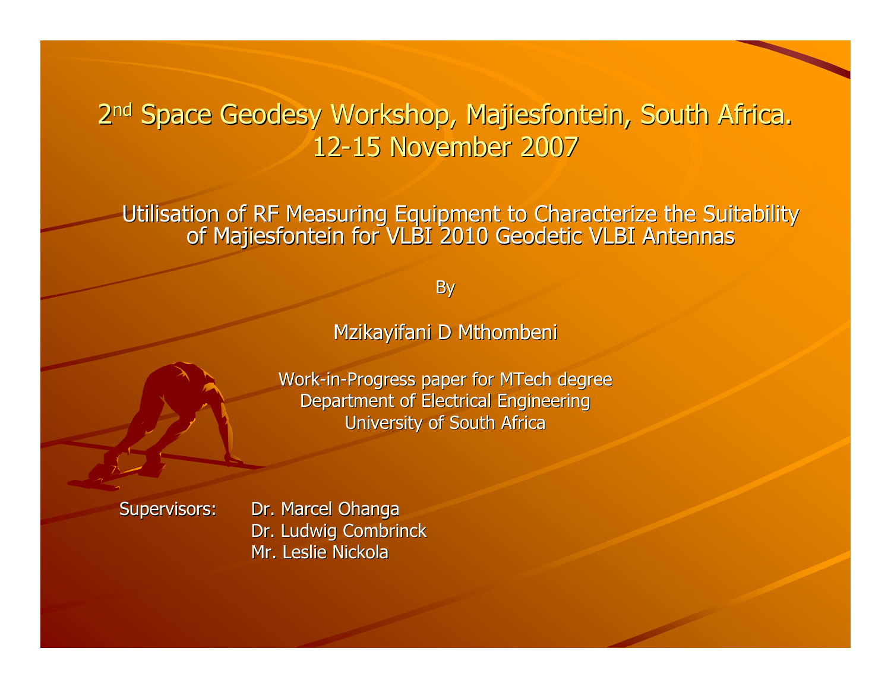# 2nd Space Geodesy Workshop, Majiesfontein, South Africa. 12-15 November 2007

## Utilisation of RF Measuring Equipment to Characterize the Suitability of Majiesfontein for VLBI 2010 Geodetic VLBI Antennas

By

Mzikayifani D Mthombeni

Work-in-Progress paper for MTech degree
Department of Electrical Engineering
University of South Africa

Supervisors:
Dr. Marcel Ohanga
Dr. Ludwig Combrinck
Mr. Leslie Nickola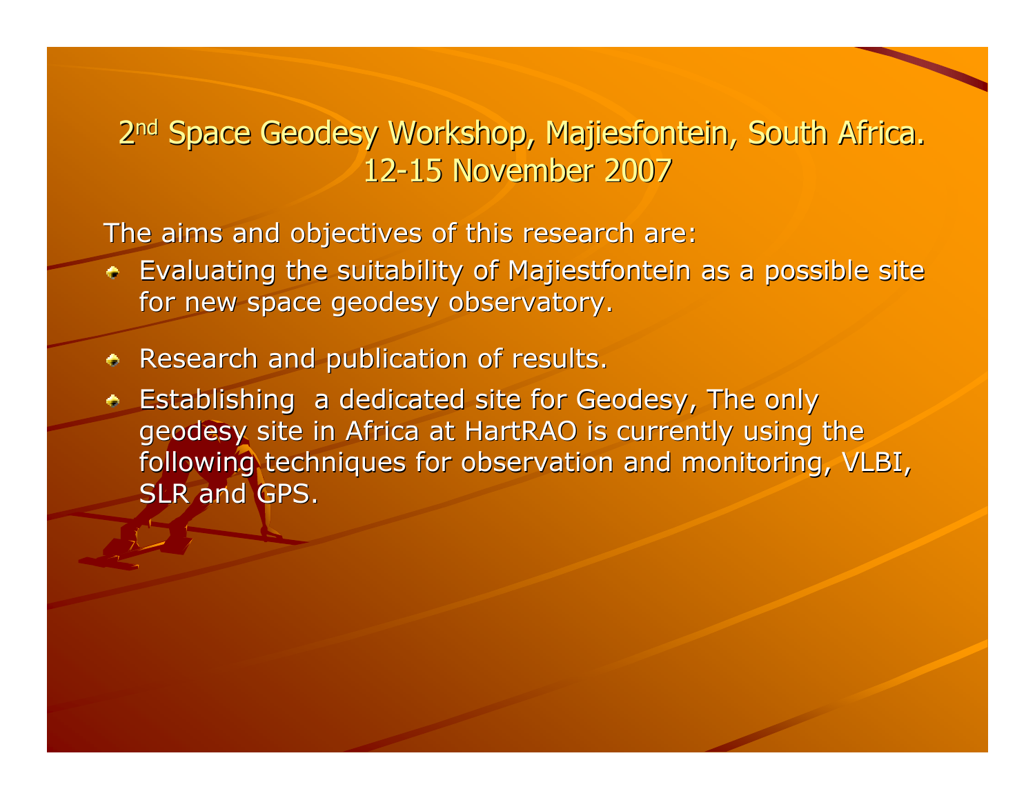## 2nd Space Geodesy Workshop, Majiesfontein, South Africa. 12-15 November 2007

The aims and objectives of this research are:

- Evaluating the suitability of Majiestfontein as a possible site for new space geodesy observatory.
- Research and publication of results.
- Establishing a dedicated site for Geodesy, The only geodesy site in Africa at HartRAO is currently using the following techniques for observation and monitoring, VLBI, SLR and GPS.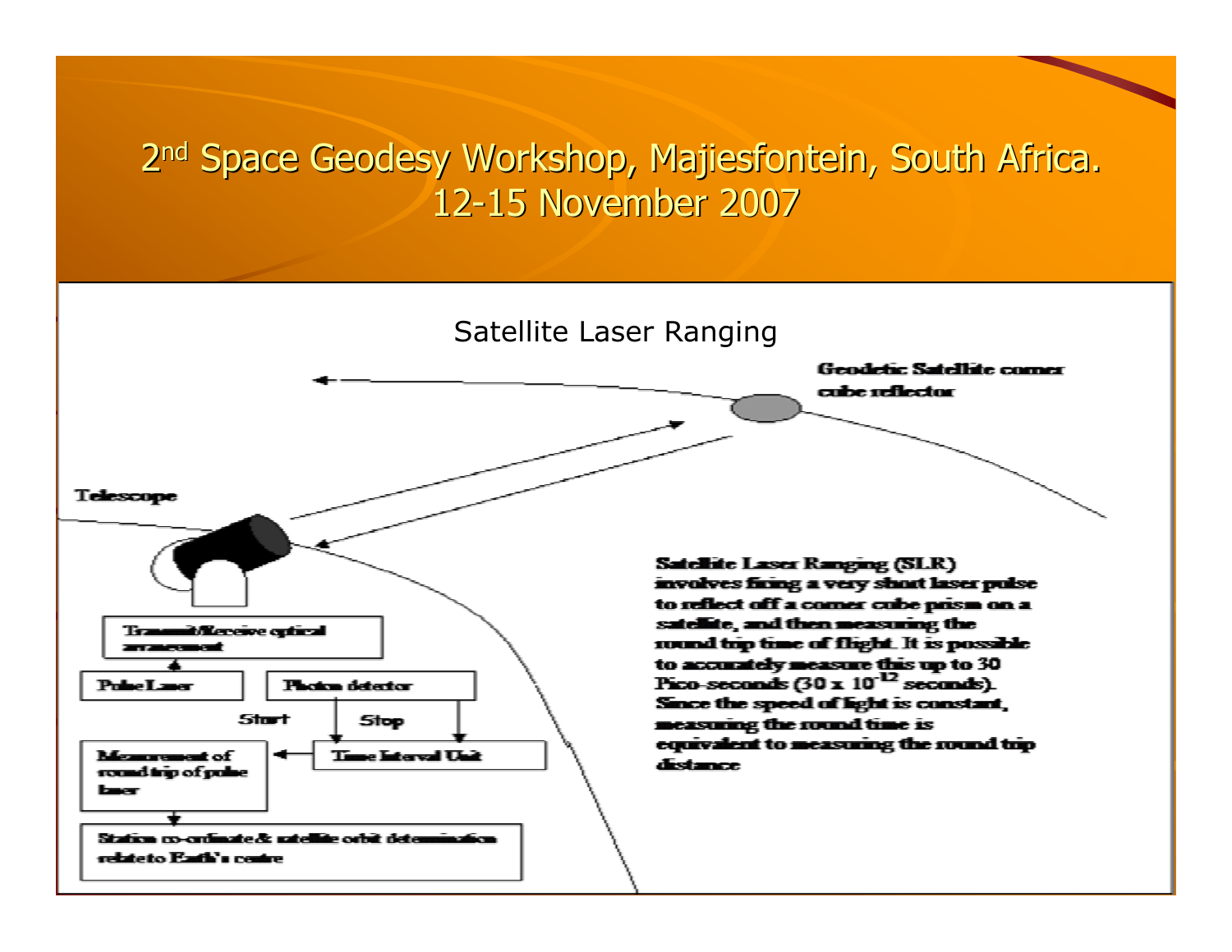# 2nd Space Geodesy Workshop, Majiesfontein, South Africa. 12-15 November 2007

## Satellite Laser Ranging

Geodetic Satellite corner cube reflector

Telescope

Transmit/Receive optical arrangement

Pulse Laser

Photon detector

Start

Stop

Time Interval Unit

Measurement of round trip of pulse laser

Station co-ordinate & satellite orbit determination relate to Earth's centre

Satellite Laser Ranging (SLR) involves firing a very short laser pulse to reflect off a corner cube prism on a satellite, and then measuring the round trip time of flight. It is possible to accurately measure this up to 30 Pico-seconds ($30 \times 10^{-12}$ seconds). Since the speed of light is constant, measuring the round time is equivalent to measuring the round trip distance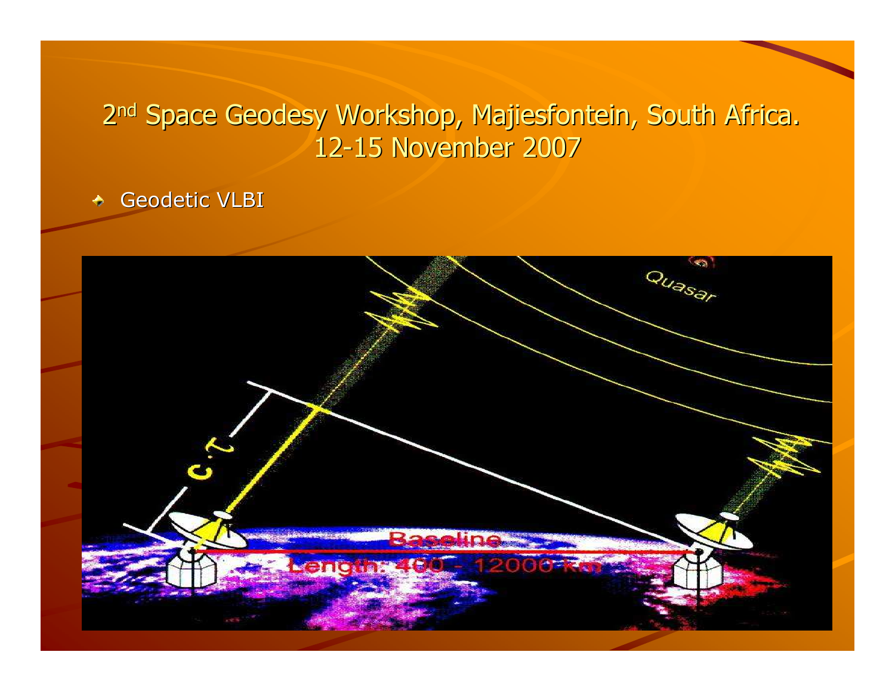## 2nd Space Geodesy Workshop, Majiesfontein, South Africa. 12-15 November 2007

- Geodetic VLBI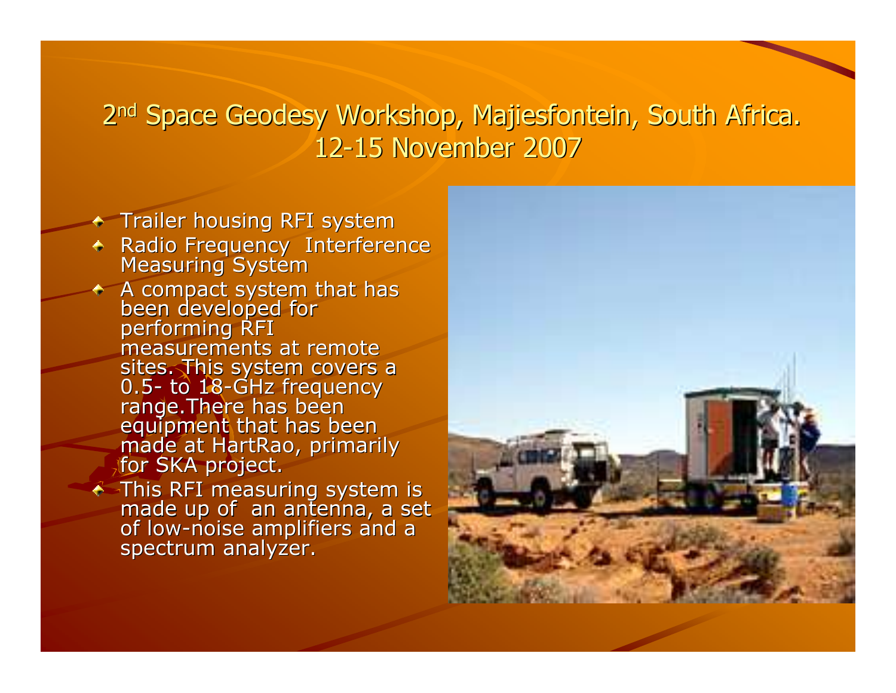# 2[nd] Space Geodesy Workshop, Majiesfontein, South Africa. 12-15 November 2007

- Trailer housing RFI system
- Radio Frequency Interference Measuring System
- A compact system that has been developed for performing RFI measurements at remote sites. This system covers a 0.5- to 18-GHz frequency range.There has been equipment that has been made at HartRao, primarily for SKA project.
- This RFI measuring system is made up of an antenna, a set of low-noise amplifiers and a spectrum analyzer.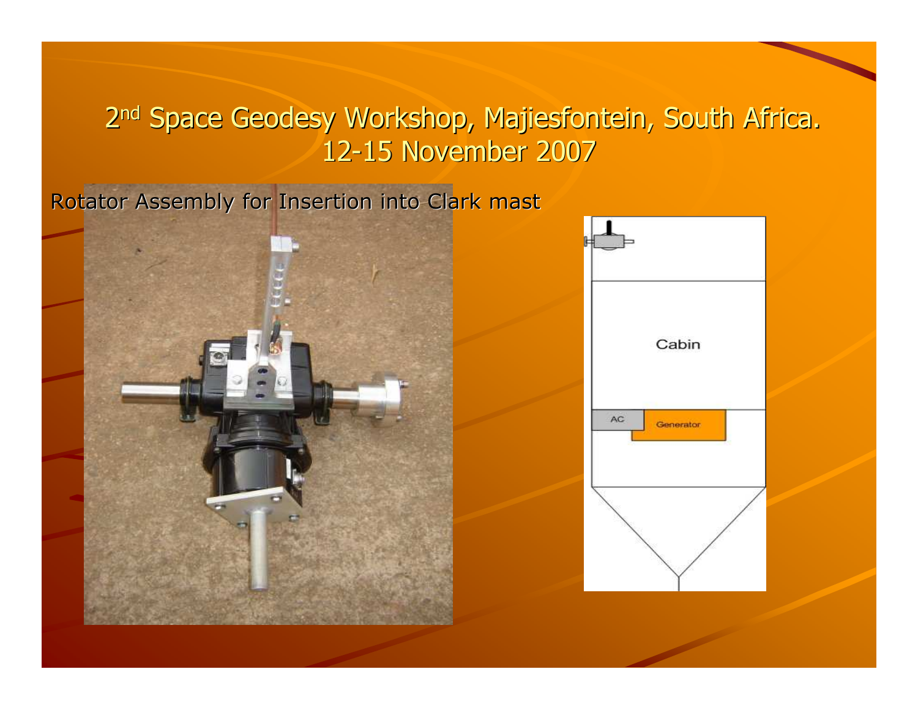# 2nd Space Geodesy Workshop, Majiesfontein, South Africa. 12-15 November 2007

Rotator Assembly for Insertion into Clark mast

Cabin

AC

Generator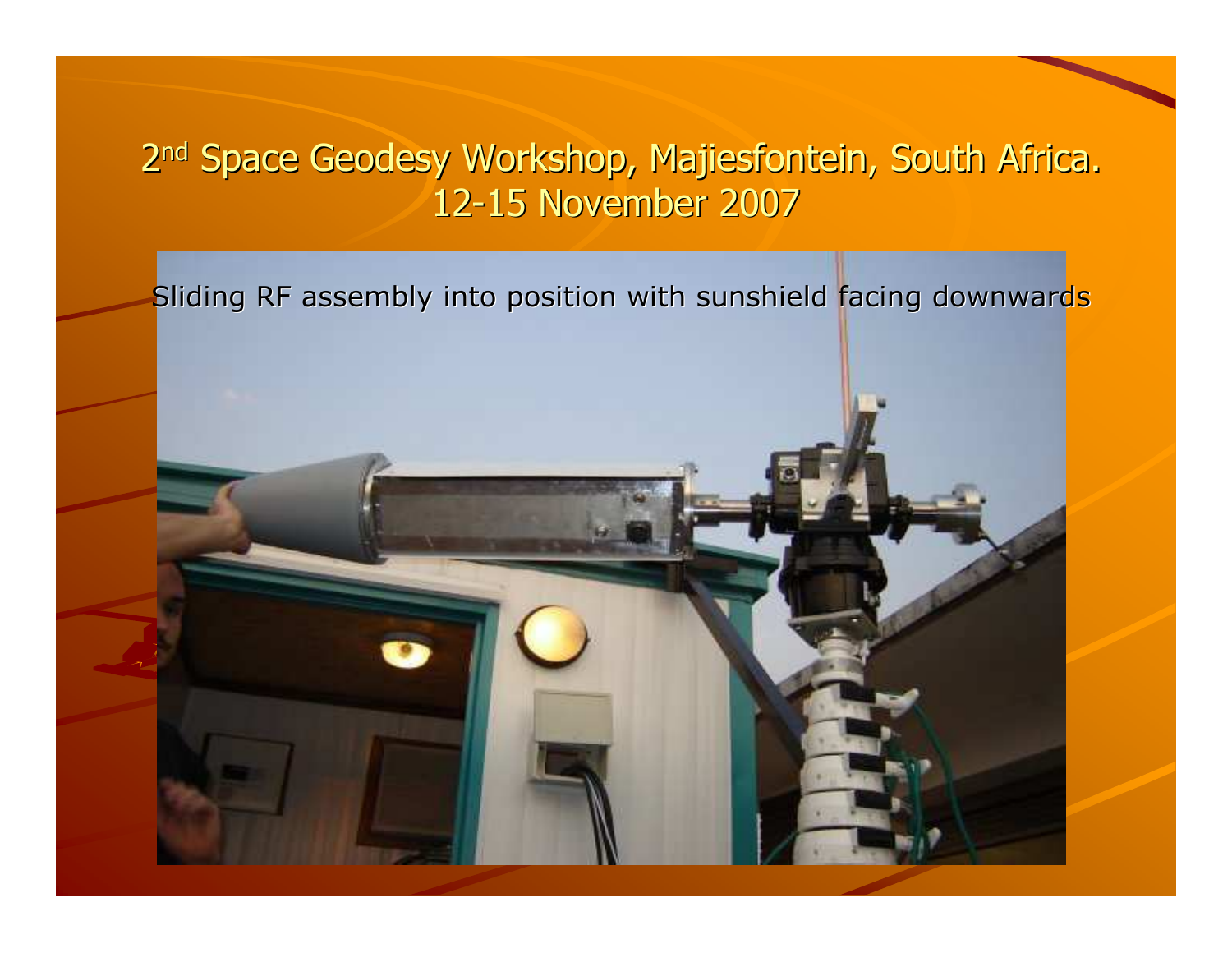2nd Space Geodesy Workshop, Majiesfontein, South Africa.
12-15 November 2007

Sliding RF assembly into position with sunshield facing downwards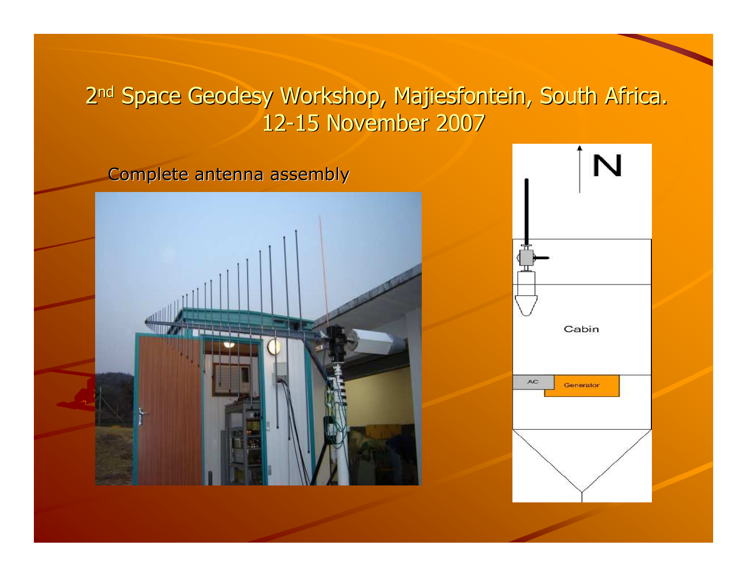# 2nd Space Geodesy Workshop, Majiesfontein, South Africa. 12-15 November 2007

Complete antenna assembly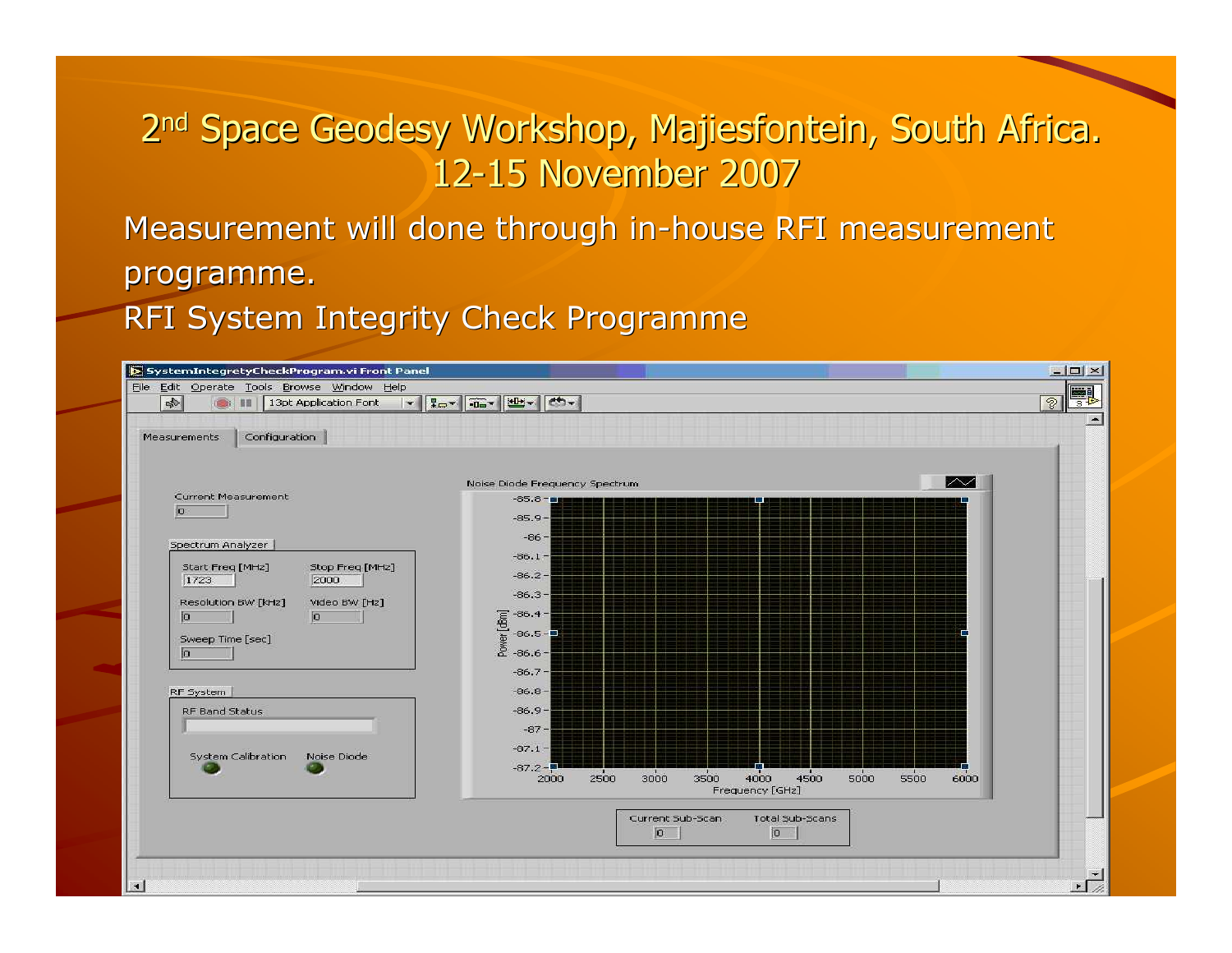# 2nd Space Geodesy Workshop, Majiesfontein, South Africa. 12-15 November 2007

Measurement will done through in-house RFI measurement programme.

RFI System Integrity Check Programme

SystemIntegretyCheckProgram.vi Front Panel

File Edit Operate Tools Browse Window Help

13pt Application Font

Measurements | Configuration

Current Measurement
0

Spectrum Analyzer

Start Freq [MHz] 1723
Stop Freq [MHz] 2000
Resolution BW [kHz] 0
Video BW [Hz] 0
Sweep Time [sec] 0

RF System

RF Band Status

System Calibration
Noise Diode

Noise Diode Frequency Spectrum

Power [dBm]: -85.8, -85.9, -86, -86.1, -86.2, -86.3, -86.4, -86.5, -86.6, -86.7, -86.8, -86.9, -87, -87.1, -87.2

Frequency [GHz]: 2000, 2500, 3000, 3500, 4000, 4500, 5000, 5500, 6000

Current Sub-Scan 0
Total Sub-Scans 0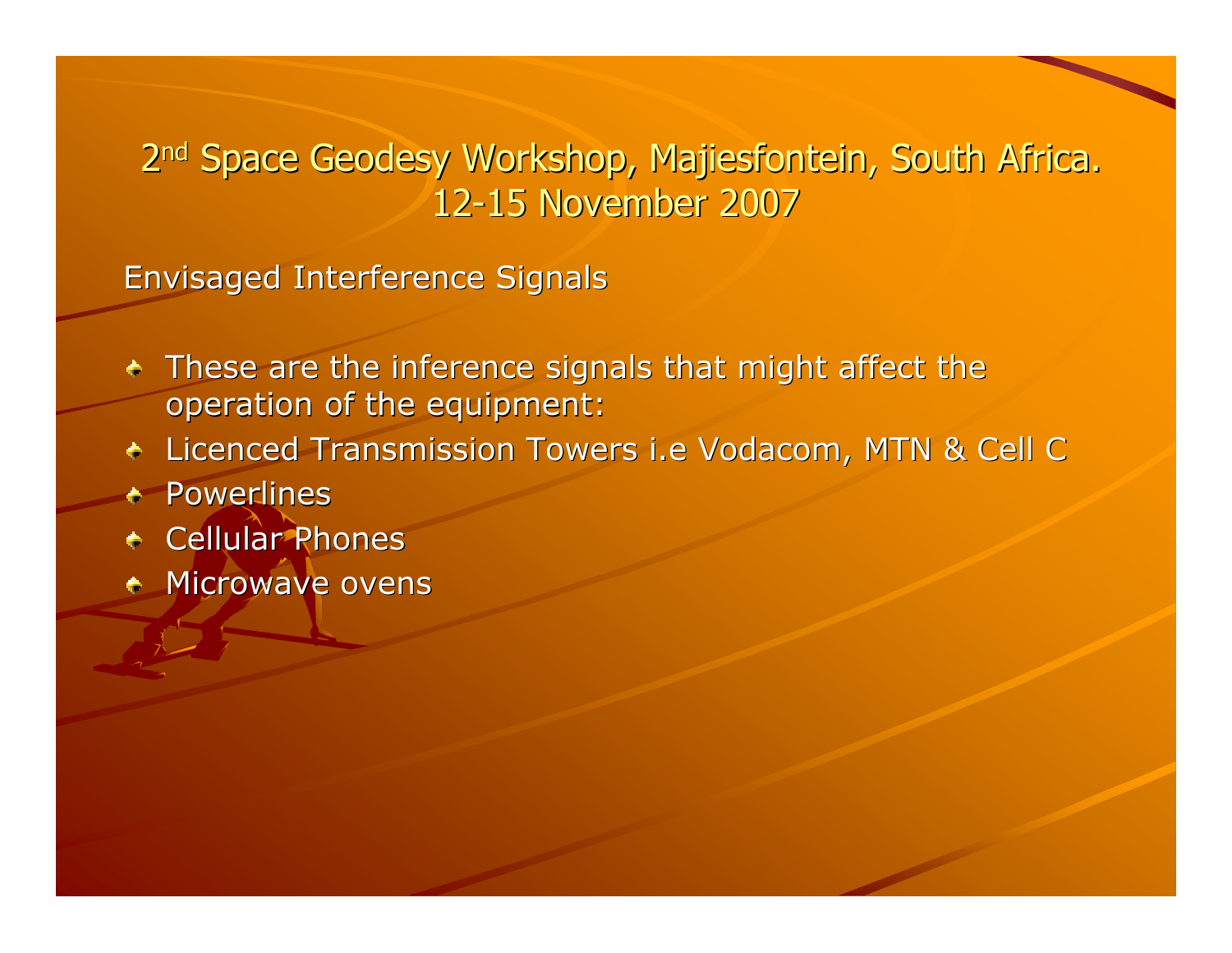# 2nd Space Geodesy Workshop, Majiesfontein, South Africa. 12-15 November 2007

## Envisaged Interference Signals

- These are the inference signals that might affect the operation of the equipment:
- Licenced Transmission Towers i.e Vodacom, MTN & Cell C
- Powerlines
- Cellular Phones
- Microwave ovens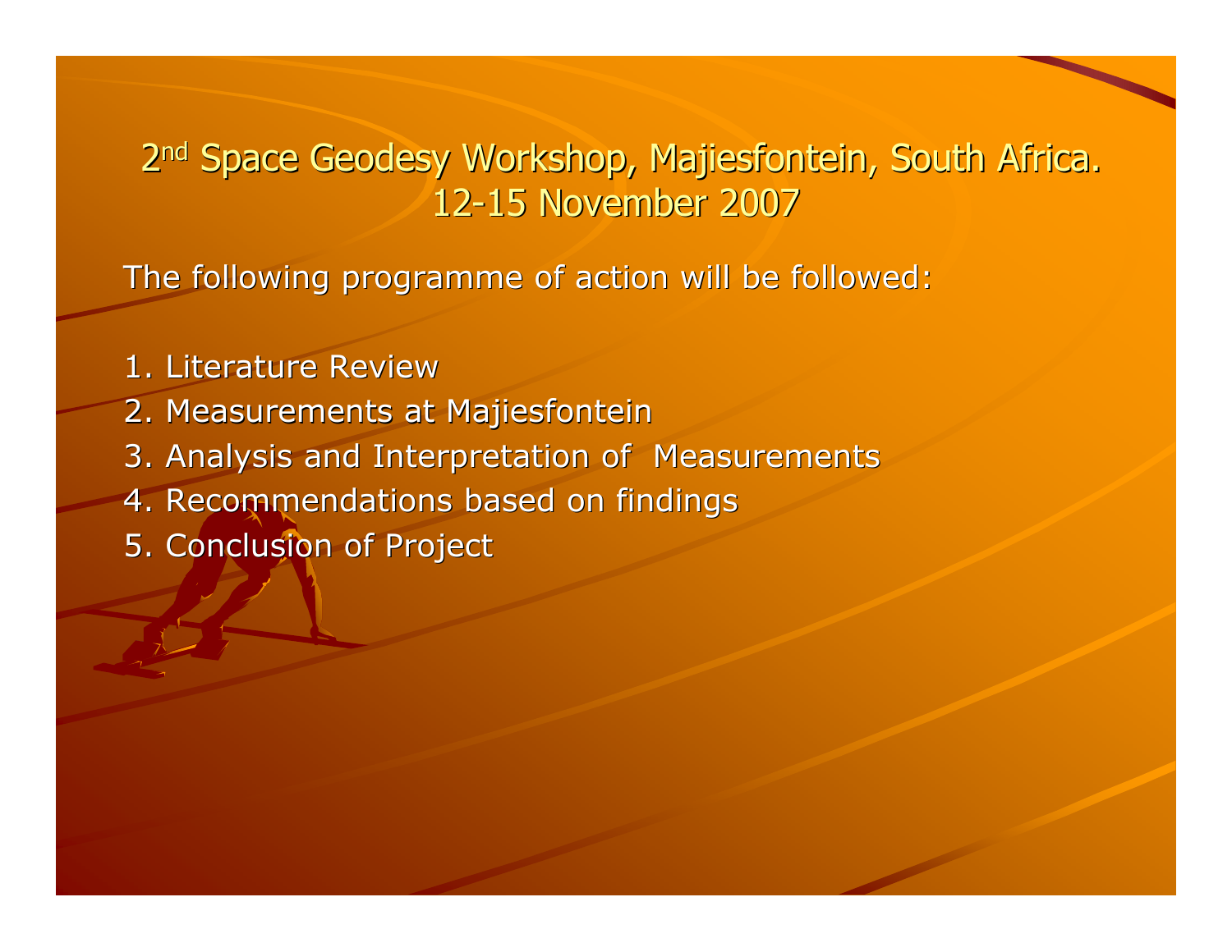## 2nd Space Geodesy Workshop, Majiesfontein, South Africa. 12-15 November 2007

The following programme of action will be followed:

1. Literature Review
2. Measurements at Majiesfontein
3. Analysis and Interpretation of Measurements
4. Recommendations based on findings
5. Conclusion of Project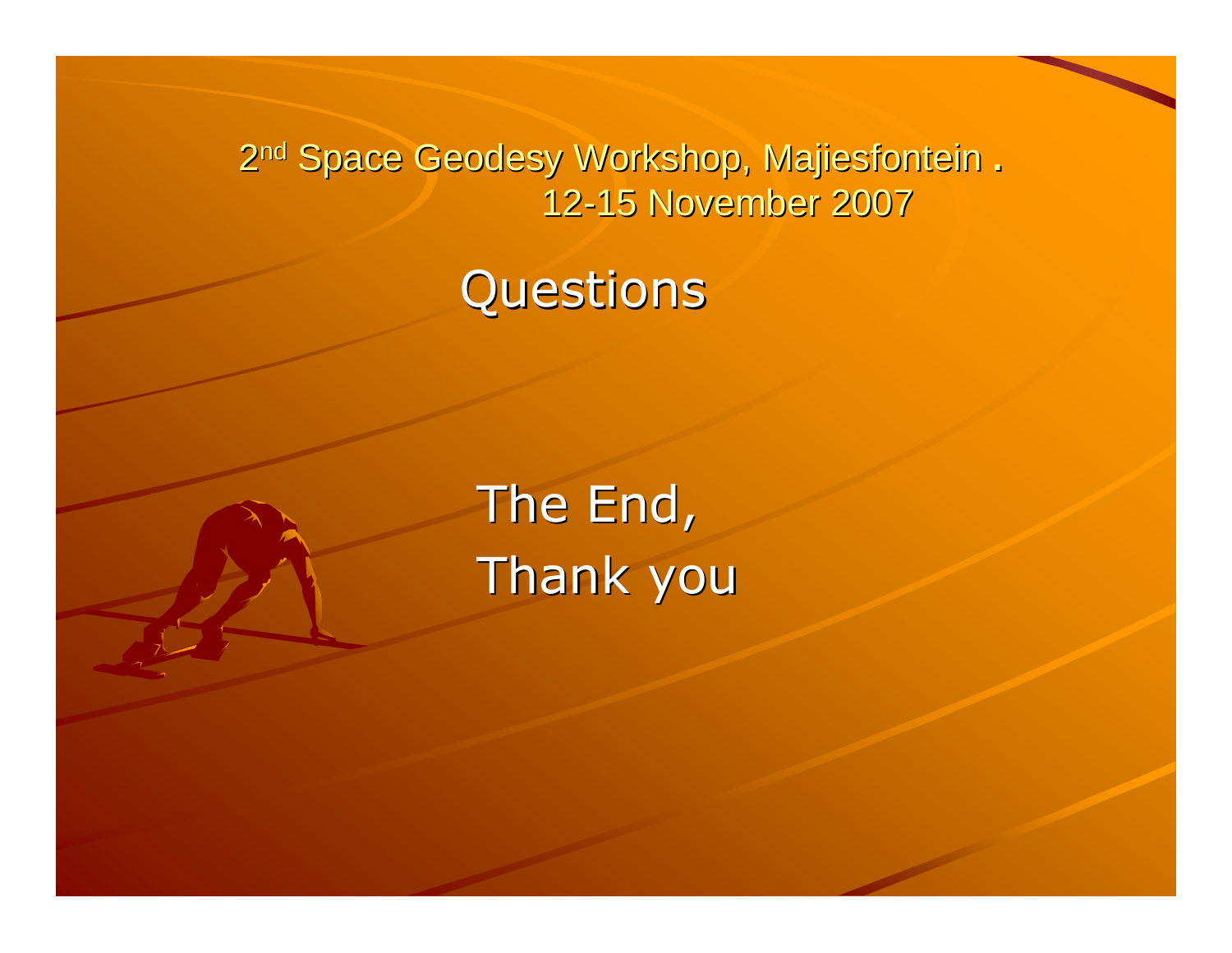2nd Space Geodesy Workshop, Majiesfontein .
12-15 November 2007

# Questions

The End,
Thank you